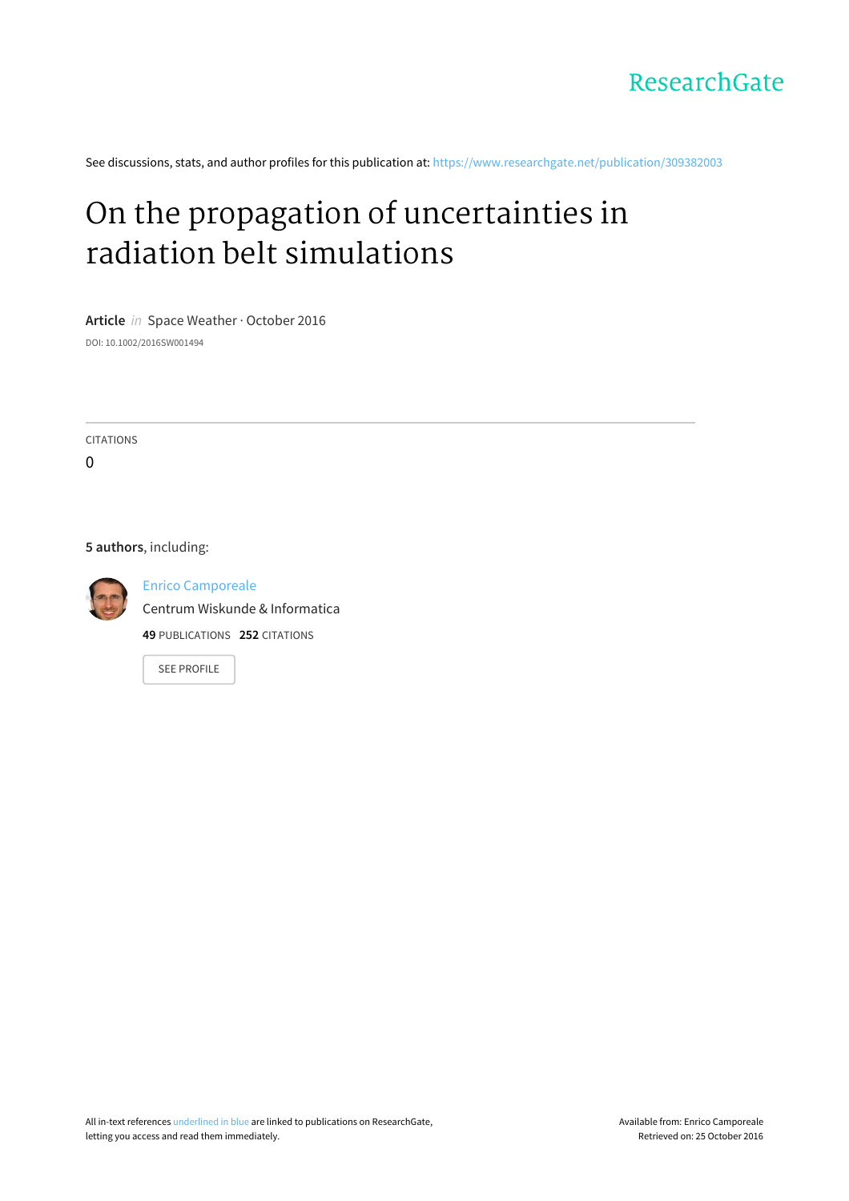ResearchGate

See discussions, stats, and author profiles for this publication at: https://www.researchgate.net/publication/309382003

# On the propagation of uncertainties in radiation belt simulations

**Article** *in* Space Weather · October 2016

DOI: 10.1002/2016SW001494

CITATIONS

0

**5 authors**, including:

Enrico Camporeale

Centrum Wiskunde & Informatica

**49** PUBLICATIONS **252** CITATIONS

SEE PROFILE

All in-text references underlined in blue are linked to publications on ResearchGate, letting you access and read them immediately.

Available from: Enrico Camporeale

Retrieved on: 25 October 2016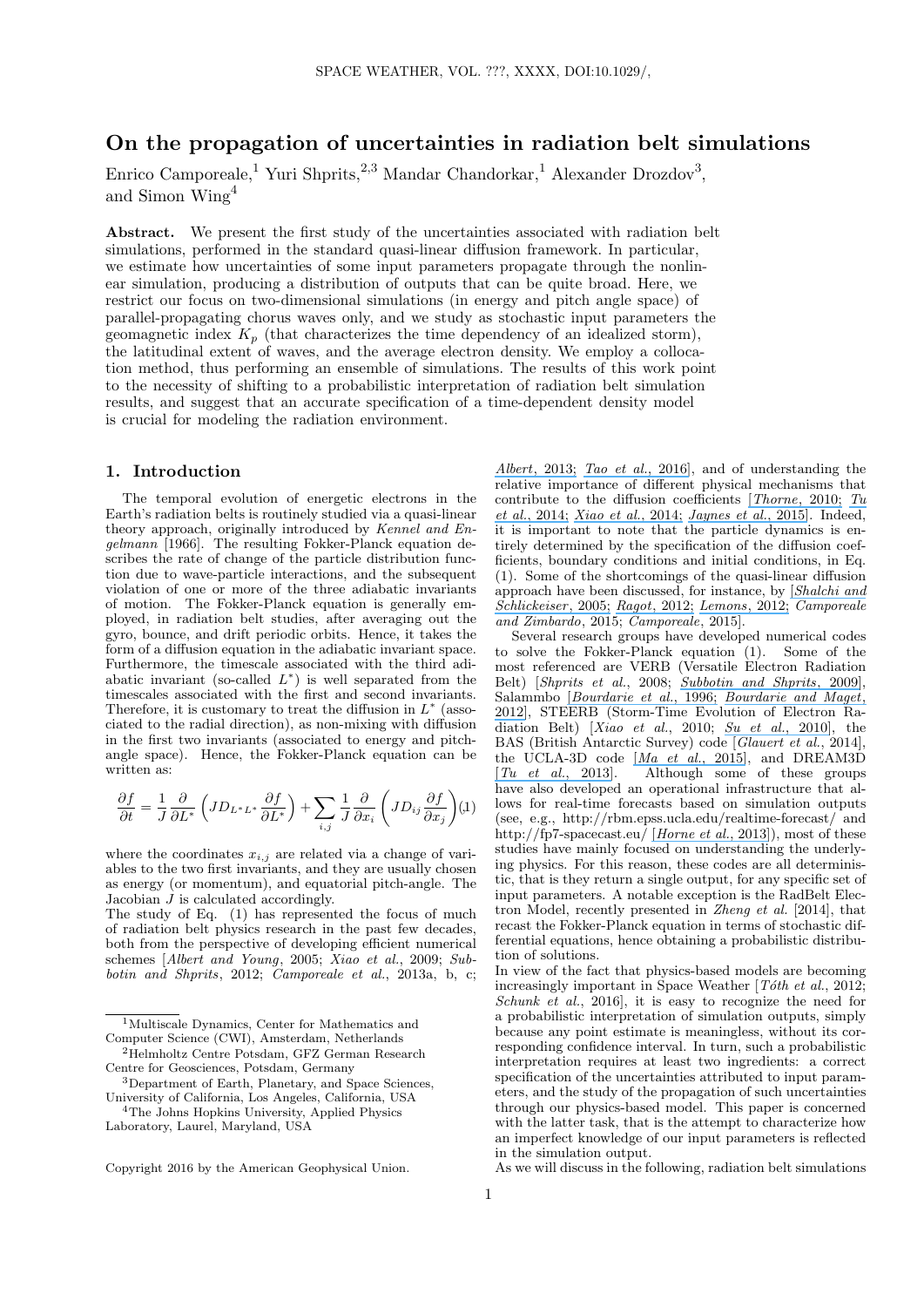# On the propagation of uncertainties in radiation belt simulations

Enrico Camporeale,[1] Yuri Shprits,[2,3] Mandar Chandorkar,[1] Alexander Drozdov[3], and Simon Wing[4]

**Abstract.** We present the first study of the uncertainties associated with radiation belt simulations, performed in the standard quasi-linear diffusion framework. In particular, we estimate how uncertainties of some input parameters propagate through the nonlinear simulation, producing a distribution of outputs that can be quite broad. Here, we restrict our focus on two-dimensional simulations (in energy and pitch angle space) of parallel-propagating chorus waves only, and we study as stochastic input parameters the geomagnetic index $K_p$ (that characterizes the time dependency of an idealized storm), the latitudinal extent of waves, and the average electron density. We employ a collocation method, thus performing an ensemble of simulations. The results of this work point to the necessity of shifting to a probabilistic interpretation of radiation belt simulation results, and suggest that an accurate specification of a time-dependent density model is crucial for modeling the radiation environment.

## 1. Introduction

The temporal evolution of energetic electrons in the Earth's radiation belts is routinely studied via a quasi-linear theory approach, originally introduced by *Kennel and Engelmann* [1966]. The resulting Fokker-Planck equation describes the rate of change of the particle distribution function due to wave-particle interactions, and the subsequent violation of one or more of the three adiabatic invariants of motion. The Fokker-Planck equation is generally employed, in radiation belt studies, after averaging out the gyro, bounce, and drift periodic orbits. Hence, it takes the form of a diffusion equation in the adiabatic invariant space. Furthermore, the timescale associated with the third adiabatic invariant (so-called $L^*$) is well separated from the timescales associated with the first and second invariants. Therefore, it is customary to treat the diffusion in $L^*$ (associated to the radial direction), as non-mixing with diffusion in the first two invariants (associated to energy and pitch-angle space). Hence, the Fokker-Planck equation can be written as:

$$\frac{\partial f}{\partial t} = \frac{1}{J}\frac{\partial}{\partial L^*}\left(JD_{L^*L^*}\frac{\partial f}{\partial L^*}\right) + \sum_{i,j}\frac{1}{J}\frac{\partial}{\partial x_i}\left(JD_{ij}\frac{\partial f}{\partial x_j}\right) \quad (1)$$

where the coordinates $x_{i,j}$ are related via a change of variables to the two first invariants, and they are usually chosen as energy (or momentum), and equatorial pitch-angle. The Jacobian $J$ is calculated accordingly.

The study of Eq. (1) has represented the focus of much of radiation belt physics research in the past few decades, both from the perspective of developing efficient numerical schemes [*Albert and Young*, 2005; *Xiao et al.*, 2009; *Subbotin and Shprits*, 2012; *Camporeale et al.*, 2013a, b, c; *Albert*, 2013; *Tao et al.*, 2016], and of understanding the relative importance of different physical mechanisms that contribute to the diffusion coefficients [*Thorne*, 2010; *Tu et al.*, 2014; *Xiao et al.*, 2014; *Jaynes et al.*, 2015]. Indeed, it is important to note that the particle dynamics is entirely determined by the specification of the diffusion coefficients, boundary conditions and initial conditions, in Eq. (1). Some of the shortcomings of the quasi-linear diffusion approach have been discussed, for instance, by [*Shalchi and Schlickeiser*, 2005; *Ragot*, 2012; *Lemons*, 2012; *Camporeale and Zimbardo*, 2015; *Camporeale*, 2015].

Several research groups have developed numerical codes to solve the Fokker-Planck equation (1). Some of the most referenced are VERB (Versatile Electron Radiation Belt) [*Shprits et al.*, 2008; *Subbotin and Shprits*, 2009], Salammbo [*Bourdarie et al.*, 1996; *Bourdarie and Maget*, 2012], STEERB (Storm-Time Evolution of Electron Radiation Belt) [*Xiao et al.*, 2010; *Su et al.*, 2010], the BAS (British Antarctic Survey) code [*Glauert et al.*, 2014], the UCLA-3D code [*Ma et al.*, 2015], and DREAM3D [*Tu et al.*, 2013]. Although some of these groups have also developed an operational infrastructure that allows for real-time forecasts based on simulation outputs (see, e.g., http://rbm.epss.ucla.edu/realtime-forecast/ and http://fp7-spacecast.eu/ [*Horne et al.*, 2013]), most of these studies have mainly focused on understanding the underlying physics. For this reason, these codes are all deterministic, that is they return a single output, for any specific set of input parameters. A notable exception is the RadBelt Electron Model, recently presented in *Zheng et al.* [2014], that recast the Fokker-Planck equation in terms of stochastic differential equations, hence obtaining a probabilistic distribution of solutions.

In view of the fact that physics-based models are becoming increasingly important in Space Weather [*Tóth et al.*, 2012; *Schunk et al.*, 2016], it is easy to recognize the need for a probabilistic interpretation of simulation outputs, simply because any point estimate is meaningless, without its corresponding confidence interval. In turn, such a probabilistic interpretation requires at least two ingredients: a correct specification of the uncertainties attributed to input parameters, and the study of the propagation of such uncertainties through our physics-based model. This paper is concerned with the latter task, that is the attempt to characterize how an imperfect knowledge of our input parameters is reflected in the simulation output.

As we will discuss in the following, radiation belt simulations

---

[1] Multiscale Dynamics, Center for Mathematics and Computer Science (CWI), Amsterdam, Netherlands

[2] Helmholtz Centre Potsdam, GFZ German Research Centre for Geosciences, Potsdam, Germany

[3] Department of Earth, Planetary, and Space Sciences, University of California, Los Angeles, California, USA

[4] The Johns Hopkins University, Applied Physics Laboratory, Laurel, Maryland, USA

Copyright 2016 by the American Geophysical Union.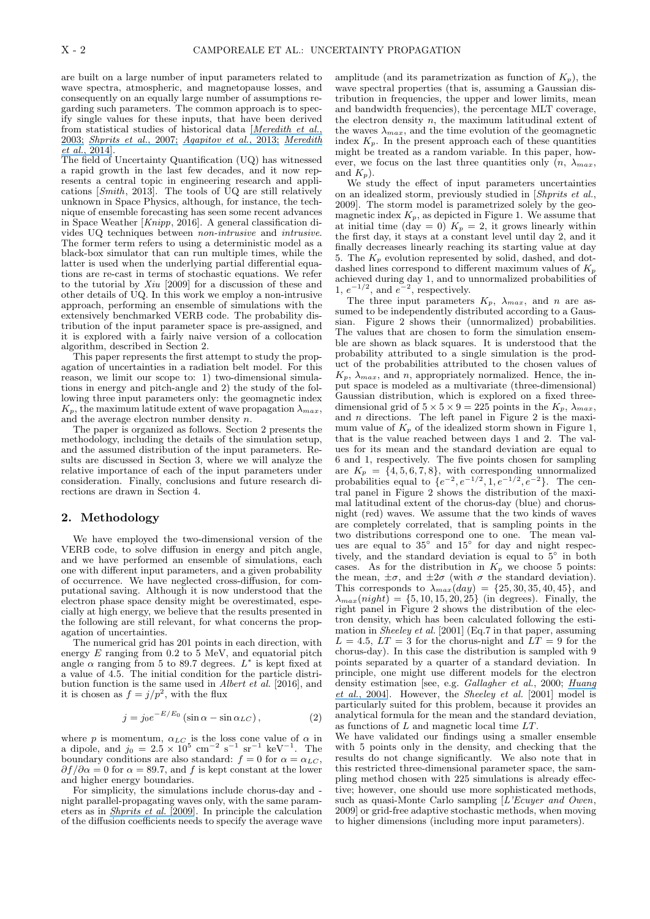are built on a large number of input parameters related to wave spectra, atmospheric, and magnetopause losses, and consequently on an equally large number of assumptions regarding such parameters. The common approach is to specify single values for these inputs, that have been derived from statistical studies of historical data [*Meredith et al.*, 2003; *Shprits et al.*, 2007; *Agapitov et al.*, 2013; *Meredith et al.*, 2014].

The field of Uncertainty Quantification (UQ) has witnessed a rapid growth in the last few decades, and it now represents a central topic in engineering research and applications [*Smith*, 2013]. The tools of UQ are still relatively unknown in Space Physics, although, for instance, the technique of ensemble forecasting has seen some recent advances in Space Weather [*Knipp*, 2016]. A general classification divides UQ techniques between *non-intrusive* and *intrusive*. The former term refers to using a deterministic model as a black-box simulator that can run multiple times, while the latter is used when the underlying partial differential equations are re-cast in terms of stochastic equations. We refer to the tutorial by *Xiu* [2009] for a discussion of these and other details of UQ. In this work we employ a non-intrusive approach, performing an ensemble of simulations with the extensively benchmarked VERB code. The probability distribution of the input parameter space is pre-assigned, and it is explored with a fairly naive version of a collocation algorithm, described in Section 2.

This paper represents the first attempt to study the propagation of uncertainties in a radiation belt model. For this reason, we limit our scope to: 1) two-dimensional simulations in energy and pitch-angle and 2) the study of the following three input parameters only: the geomagnetic index $K_p$, the maximum latitude extent of wave propagation $\lambda_{max}$, and the average electron number density $n$.

The paper is organized as follows. Section 2 presents the methodology, including the details of the simulation setup, and the assumed distribution of the input parameters. Results are discussed in Section 3, where we will analyze the relative importance of each of the input parameters under consideration. Finally, conclusions and future research directions are drawn in Section 4.

## 2. Methodology

We have employed the two-dimensional version of the VERB code, to solve diffusion in energy and pitch angle, and we have performed an ensemble of simulations, each one with different input parameters, and a given probability of occurrence. We have neglected cross-diffusion, for computational saving. Although it is now understood that the electron phase space density might be overestimated, especially at high energy, we believe that the results presented in the following are still relevant, for what concerns the propagation of uncertainties.

The numerical grid has 201 points in each direction, with energy $E$ ranging from 0.2 to 5 MeV, and equatorial pitch angle $\alpha$ ranging from 5 to 89.7 degrees. $L^*$ is kept fixed at a value of 4.5. The initial condition for the particle distribution function is the same used in *Albert et al.* [2016], and it is chosen as $f = j/p^2$, with the flux

$$j = j_0 e^{-E/E_0} \left(\sin\alpha - \sin\alpha_{LC}\right), \tag{2}$$

where $p$ is momentum, $\alpha_{LC}$ is the loss cone value of $\alpha$ in a dipole, and $j_0 = 2.5 \times 10^5$ cm$^{-2}$ s$^{-1}$ sr$^{-1}$ keV$^{-1}$. The boundary conditions are also standard: $f = 0$ for $\alpha = \alpha_{LC}$, $\partial f/\partial\alpha = 0$ for $\alpha = 89.7$, and $f$ is kept constant at the lower and higher energy boundaries.

For simplicity, the simulations include chorus-day and -night parallel-propagating waves only, with the same parameters as in *Shprits et al.* [2009]. In principle the calculation of the diffusion coefficients needs to specify the average wave amplitude (and its parametrization as function of $K_p$), the wave spectral properties (that is, assuming a Gaussian distribution in frequencies, the upper and lower limits, mean and bandwidth frequencies), the percentage MLT coverage, the electron density $n$, the maximum latitudinal extent of the waves $\lambda_{max}$, and the time evolution of the geomagnetic index $K_p$. In the present approach each of these quantities might be treated as a random variable. In this paper, however, we focus on the last three quantities only ($n$, $\lambda_{max}$, and $K_p$).

We study the effect of input parameters uncertainties on an idealized storm, previously studied in [*Shprits et al.*, 2009]. The storm model is parametrized solely by the geomagnetic index $K_p$, as depicted in Figure 1. We assume that at initial time (day = 0) $K_p = 2$, it grows linearly within the first day, it stays at a constant level until day 2, and it finally decreases linearly reaching its starting value at day 5. The $K_p$ evolution represented by solid, dashed, and dot-dashed lines correspond to different maximum values of $K_p$ achieved during day 1, and to unnormalized probabilities of 1, $e^{-1/2}$, and $e^{-2}$, respectively.

The three input parameters $K_p$, $\lambda_{max}$, and $n$ are assumed to be independently distributed according to a Gaussian. Figure 2 shows their (unnormalized) probabilities. The values that are chosen to form the simulation ensemble are shown as black squares. It is understood that the probability attributed to a single simulation is the product of the probabilities attributed to the chosen values of $K_p$, $\lambda_{max}$, and $n$, appropriately normalized. Hence, the input space is modeled as a multivariate (three-dimensional) Gaussian distribution, which is explored on a fixed three-dimensional grid of $5 \times 5 \times 9 = 225$ points in the $K_p$, $\lambda_{max}$, and $n$ directions. The left panel in Figure 2 is the maximum value of $K_p$ of the idealized storm shown in Figure 1, that is the value reached between days 1 and 2. The values for its mean and the standard deviation are equal to 6 and 1, respectively. The five points chosen for sampling are $K_p = \{4, 5, 6, 7, 8\}$, with corresponding unnormalized probabilities equal to $\{e^{-2}, e^{-1/2}, 1, e^{-1/2}, e^{-2}\}$. The central panel in Figure 2 shows the distribution of the maximal latitudinal extent of the chorus-day (blue) and chorus-night (red) waves. We assume that the two kinds of waves are completely correlated, that is sampling points in the two distributions correspond one to one. The mean values are equal to 35° and 15° for day and night respectively, and the standard deviation is equal to 5° in both cases. As for the distribution in $K_p$ we choose 5 points: the mean, $\pm\sigma$, and $\pm 2\sigma$ (with $\sigma$ the standard deviation). This corresponds to $\lambda_{max}(day) = \{25, 30, 35, 40, 45\}$, and $\lambda_{max}(night) = \{5, 10, 15, 20, 25\}$ (in degrees). Finally, the right panel in Figure 2 shows the distribution of the electron density, which has been calculated following the estimation in *Sheeley et al.* [2001] (Eq.7 in that paper, assuming $L = 4.5$, $LT = 3$ for the chorus-night and $LT = 9$ for the chorus-day). In this case the distribution is sampled with 9 points separated by a quarter of a standard deviation. In principle, one might use different models for the electron density estimation [see, e.g. *Gallagher et al.*, 2000; *Huang et al.*, 2004]. However, the *Sheeley et al.* [2001] model is particularly suited for this problem, because it provides an analytical formula for the mean and the standard deviation, as functions of $L$ and magnetic local time $LT$.

We have validated our findings using a smaller ensemble with 5 points only in the density, and checking that the results do not change significantly. We also note that in this restricted three-dimensional parameter space, the sampling method chosen with 225 simulations is already effective; however, one should use more sophisticated methods, such as quasi-Monte Carlo sampling [*L'Ecuyer and Owen*, 2009] or grid-free adaptive stochastic methods, when moving to higher dimensions (including more input parameters).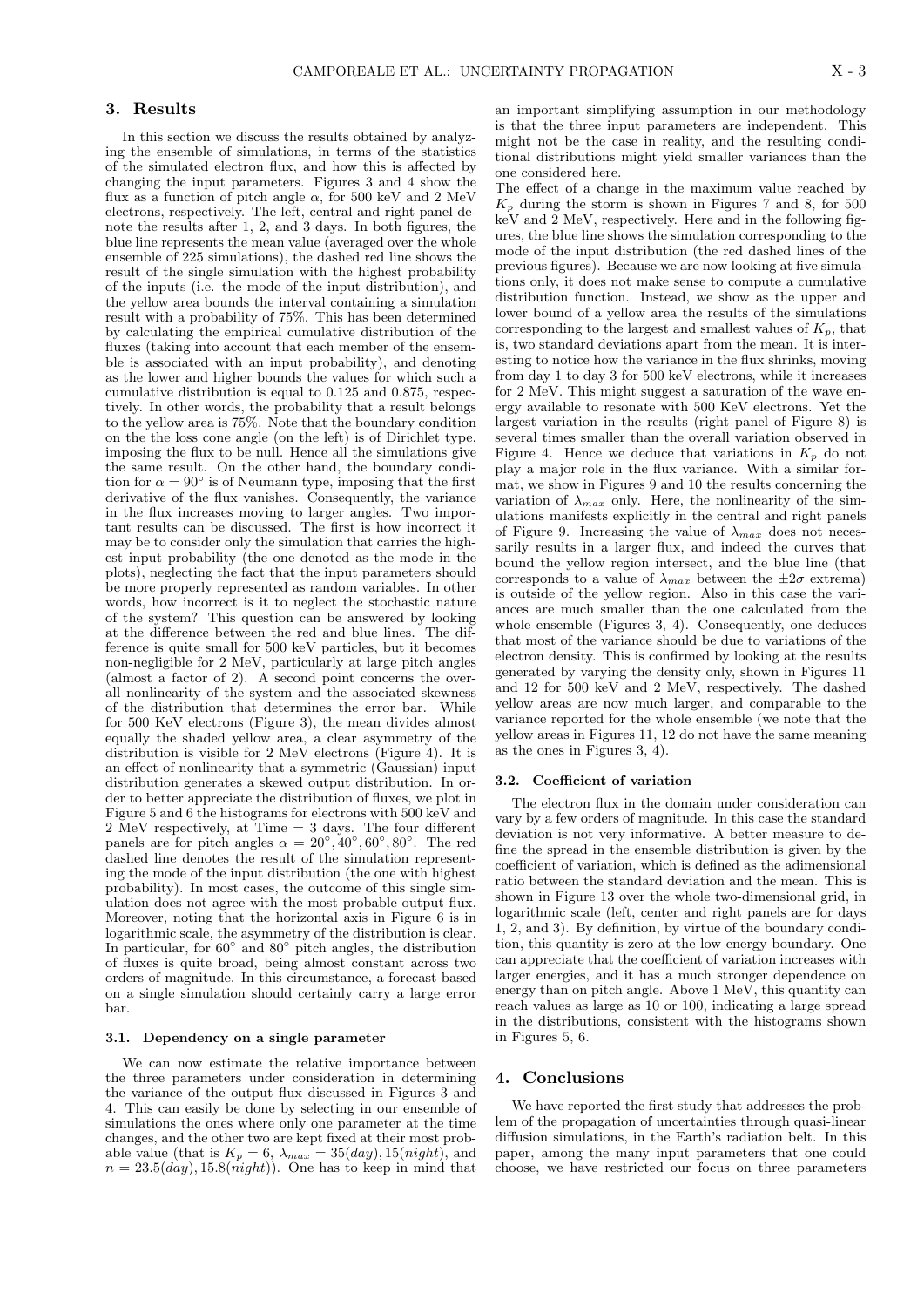## 3. Results

In this section we discuss the results obtained by analyzing the ensemble of simulations, in terms of the statistics of the simulated electron flux, and how this is affected by changing the input parameters. Figures 3 and 4 show the flux as a function of pitch angle $\alpha$, for 500 keV and 2 MeV electrons, respectively. The left, central and right panel denote the results after 1, 2, and 3 days. In both figures, the blue line represents the mean value (averaged over the whole ensemble of 225 simulations), the dashed red line shows the result of the single simulation with the highest probability of the inputs (i.e. the mode of the input distribution), and the yellow area bounds the interval containing a simulation result with a probability of 75%. This has been determined by calculating the empirical cumulative distribution of the fluxes (taking into account that each member of the ensemble is associated with an input probability), and denoting as the lower and higher bounds the values for which such a cumulative distribution is equal to 0.125 and 0.875, respectively. In other words, the probability that a result belongs to the yellow area is 75%. Note that the boundary condition on the the loss cone angle (on the left) is of Dirichlet type, imposing the flux to be null. Hence all the simulations give the same result. On the other hand, the boundary condition for $\alpha = 90^\circ$ is of Neumann type, imposing that the first derivative of the flux vanishes. Consequently, the variance in the flux increases moving to larger angles. Two important results can be discussed. The first is how incorrect it may be to consider only the simulation that carries the highest input probability (the one denoted as the mode in the plots), neglecting the fact that the input parameters should be more properly represented as random variables. In other words, how incorrect is it to neglect the stochastic nature of the system? This question can be answered by looking at the difference between the red and blue lines. The difference is quite small for 500 keV particles, but it becomes non-negligible for 2 MeV, particularly at large pitch angles (almost a factor of 2). A second point concerns the overall nonlinearity of the system and the associated skewness of the distribution that determines the error bar. While for 500 KeV electrons (Figure 3), the mean divides almost equally the shaded yellow area, a clear asymmetry of the distribution is visible for 2 MeV electrons (Figure 4). It is an effect of nonlinearity that a symmetric (Gaussian) input distribution generates a skewed output distribution. In order to better appreciate the distribution of fluxes, we plot in Figure 5 and 6 the histograms for electrons with 500 keV and 2 MeV respectively, at Time = 3 days. The four different panels are for pitch angles $\alpha = 20^\circ, 40^\circ, 60^\circ, 80^\circ$. The red dashed line denotes the result of the simulation representing the mode of the input distribution (the one with highest probability). In most cases, the outcome of this single simulation does not agree with the most probable output flux. Moreover, noting that the horizontal axis in Figure 6 is in logarithmic scale, the asymmetry of the distribution is clear. In particular, for $60^\circ$ and $80^\circ$ pitch angles, the distribution of fluxes is quite broad, being almost constant across two orders of magnitude. In this circumstance, a forecast based on a single simulation should certainly carry a large error bar.

### 3.1. Dependency on a single parameter

We can now estimate the relative importance between the three parameters under consideration in determining the variance of the output flux discussed in Figures 3 and 4. This can easily be done by selecting in our ensemble of simulations the ones where only one parameter at the time changes, and the other two are kept fixed at their most probable value (that is $K_p = 6$, $\lambda_{max} = 35(day), 15(night)$, and $n = 23.5(day), 15.8(night)$). One has to keep in mind that an important simplifying assumption in our methodology is that the three input parameters are independent. This might not be the case in reality, and the resulting conditional distributions might yield smaller variances than the one considered here.

The effect of a change in the maximum value reached by $K_p$ during the storm is shown in Figures 7 and 8, for 500 keV and 2 MeV, respectively. Here and in the following figures, the blue line shows the simulation corresponding to the mode of the input distribution (the red dashed lines of the previous figures). Because we are now looking at five simulations only, it does not make sense to compute a cumulative distribution function. Instead, we show as the upper and lower bound of a yellow area the results of the simulations corresponding to the largest and smallest values of $K_p$, that is, two standard deviations apart from the mean. It is interesting to notice how the variance in the flux shrinks, moving from day 1 to day 3 for 500 keV electrons, while it increases for 2 MeV. This might suggest a saturation of the wave energy available to resonate with 500 KeV electrons. Yet the largest variation in the results (right panel of Figure 8) is several times smaller than the overall variation observed in Figure 4. Hence we deduce that variations in $K_p$ do not play a major role in the flux variance. With a similar format, we show in Figures 9 and 10 the results concerning the variation of $\lambda_{max}$ only. Here, the nonlinearity of the simulations manifests explicitly in the central and right panels of Figure 9. Increasing the value of $\lambda_{max}$ does not necessarily results in a larger flux, and indeed the curves that bound the yellow region intersect, and the blue line (that corresponds to a value of $\lambda_{max}$ between the $\pm 2\sigma$ extrema) is outside of the yellow region. Also in this case the variances are much smaller than the one calculated from the whole ensemble (Figures 3, 4). Consequently, one deduces that most of the variance should be due to variations of the electron density. This is confirmed by looking at the results generated by varying the density only, shown in Figures 11 and 12 for 500 keV and 2 MeV, respectively. The dashed yellow areas are now much larger, and comparable to the variance reported for the whole ensemble (we note that the yellow areas in Figures 11, 12 do not have the same meaning as the ones in Figures 3, 4).

### 3.2. Coefficient of variation

The electron flux in the domain under consideration can vary by a few orders of magnitude. In this case the standard deviation is not very informative. A better measure to define the spread in the ensemble distribution is given by the coefficient of variation, which is defined as the adimensional ratio between the standard deviation and the mean. This is shown in Figure 13 over the whole two-dimensional grid, in logarithmic scale (left, center and right panels are for days 1, 2, and 3). By definition, by virtue of the boundary condition, this quantity is zero at the low energy boundary. One can appreciate that the coefficient of variation increases with larger energies, and it has a much stronger dependence on energy than on pitch angle. Above 1 MeV, this quantity can reach values as large as 10 or 100, indicating a large spread in the distributions, consistent with the histograms shown in Figures 5, 6.

## 4. Conclusions

We have reported the first study that addresses the problem of the propagation of uncertainties through quasi-linear diffusion simulations, in the Earth's radiation belt. In this paper, among the many input parameters that one could choose, we have restricted our focus on three parameters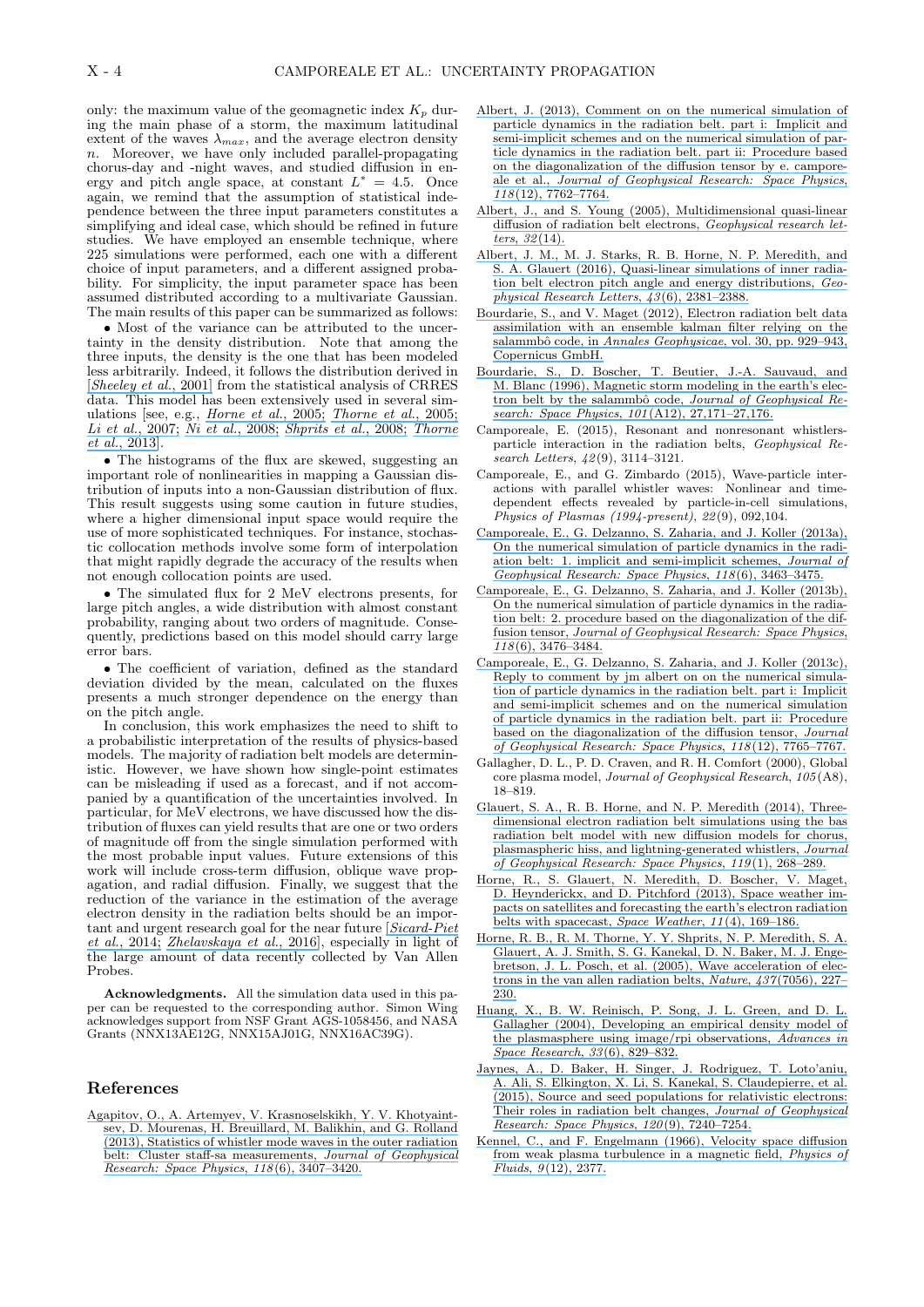only: the maximum value of the geomagnetic index $K_p$ during the main phase of a storm, the maximum latitudinal extent of the waves $\lambda_{max}$, and the average electron density $n$. Moreover, we have only included parallel-propagating chorus-day and -night waves, and studied diffusion in energy and pitch angle space, at constant $L^* = 4.5$. Once again, we remind that the assumption of statistical independence between the three input parameters constitutes a simplifying and ideal case, which should be refined in future studies. We have employed an ensemble technique, where 225 simulations were performed, each one with a different choice of input parameters, and a different assigned probability. For simplicity, the input parameter space has been assumed distributed according to a multivariate Gaussian. The main results of this paper can be summarized as follows:

- Most of the variance can be attributed to the uncertainty in the density distribution. Note that among the three inputs, the density is the one that has been modeled less arbitrarily. Indeed, it follows the distribution derived in [*Sheeley et al.*, 2001] from the statistical analysis of CRRES data. This model has been extensively used in several simulations [see, e.g., *Horne et al.*, 2005; *Thorne et al.*, 2005; *Li et al.*, 2007; *Ni et al.*, 2008; *Shprits et al.*, 2008; *Thorne et al.*, 2013].

- The histograms of the flux are skewed, suggesting an important role of nonlinearities in mapping a Gaussian distribution of inputs into a non-Gaussian distribution of flux. This result suggests using some caution in future studies, where a higher dimensional input space would require the use of more sophisticated techniques. For instance, stochastic collocation methods involve some form of interpolation that might rapidly degrade the accuracy of the results when not enough collocation points are used.

- The simulated flux for 2 MeV electrons presents, for large pitch angles, a wide distribution with almost constant probability, ranging about two orders of magnitude. Consequently, predictions based on this model should carry large error bars.

- The coefficient of variation, defined as the standard deviation divided by the mean, calculated on the fluxes presents a much stronger dependence on the energy than on the pitch angle.

In conclusion, this work emphasizes the need to shift to a probabilistic interpretation of the results of physics-based models. The majority of radiation belt models are deterministic. However, we have shown how single-point estimates can be misleading if used as a forecast, and if not accompanied by a quantification of the uncertainties involved. In particular, for MeV electrons, we have discussed how the distribution of fluxes can yield results that are one or two orders of magnitude off from the single simulation performed with the most probable input values. Future extensions of this work will include cross-term diffusion, oblique wave propagation, and radial diffusion. Finally, we suggest that the reduction of the variance in the estimation of the average electron density in the radiation belts should be an important and urgent research goal for the near future [*Sicard-Piet et al.*, 2014; *Zhelavskaya et al.*, 2016], especially in light of the large amount of data recently collected by Van Allen Probes.

**Acknowledgments.** All the simulation data used in this paper can be requested to the corresponding author. Simon Wing acknowledges support from NSF Grant AGS-1058456, and NASA Grants (NNX13AE12G, NNX15AJ01G, NNX16AC39G).

## References

Agapitov, O., A. Artemyev, V. Krasnoselskikh, Y. V. Khotyaintsev, D. Mourenas, H. Breuillard, M. Balikhin, and G. Rolland (2013), Statistics of whistler mode waves in the outer radiation belt: Cluster staff-sa measurements, *Journal of Geophysical Research: Space Physics*, *118*(6), 3407–3420.

Albert, J. (2013), Comment on on the numerical simulation of particle dynamics in the radiation belt. part i: Implicit and semi-implicit schemes and on the numerical simulation of particle dynamics in the radiation belt. part ii: Procedure based on the diagonalization of the diffusion tensor by e. camporeale et al., *Journal of Geophysical Research: Space Physics*, *118*(12), 7762–7764.

Albert, J., and S. Young (2005), Multidimensional quasi-linear diffusion of radiation belt electrons, *Geophysical research letters*, *32*(14).

Albert, J. M., M. J. Starks, R. B. Horne, N. P. Meredith, and S. A. Glauert (2016), Quasi-linear simulations of inner radiation belt electron pitch angle and energy distributions, *Geophysical Research Letters*, *43*(6), 2381–2388.

Bourdarie, S., and V. Maget (2012), Electron radiation belt data assimilation with an ensemble kalman filter relying on the salammbô code, in *Annales Geophysicae*, vol. 30, pp. 929–943, Copernicus GmbH.

Bourdarie, S., D. Boscher, T. Beutier, J.-A. Sauvaud, and M. Blanc (1996), Magnetic storm modeling in the earth's electron belt by the salammbô code, *Journal of Geophysical Research: Space Physics*, *101*(A12), 27,171–27,176.

Camporeale, E. (2015), Resonant and nonresonant whistlers-particle interaction in the radiation belts, *Geophysical Research Letters*, *42*(9), 3114–3121.

Camporeale, E., and G. Zimbardo (2015), Wave-particle interactions with parallel whistler waves: Nonlinear and time-dependent effects revealed by particle-in-cell simulations, *Physics of Plasmas (1994-present)*, *22*(9), 092,104.

Camporeale, E., G. Delzanno, S. Zaharia, and J. Koller (2013a), On the numerical simulation of particle dynamics in the radiation belt: 1. implicit and semi-implicit schemes, *Journal of Geophysical Research: Space Physics*, *118*(6), 3463–3475.

Camporeale, E., G. Delzanno, S. Zaharia, and J. Koller (2013b), On the numerical simulation of particle dynamics in the radiation belt: 2. procedure based on the diagonalization of the diffusion tensor, *Journal of Geophysical Research: Space Physics*, *118*(6), 3476–3484.

Camporeale, E., G. Delzanno, S. Zaharia, and J. Koller (2013c), Reply to comment by jm albert on on the numerical simulation of particle dynamics in the radiation belt. part i: Implicit and semi-implicit schemes and on the numerical simulation of particle dynamics in the radiation belt. part ii: Procedure based on the diagonalization of the diffusion tensor, *Journal of Geophysical Research: Space Physics*, *118*(12), 7765–7767.

Gallagher, D. L., P. D. Craven, and R. H. Comfort (2000), Global core plasma model, *Journal of Geophysical Research*, *105*(A8), 18–819.

Glauert, S. A., R. B. Horne, and N. P. Meredith (2014), Three-dimensional electron radiation belt simulations using the bas radiation belt model with new diffusion models for chorus, plasmaspheric hiss, and lightning-generated whistlers, *Journal of Geophysical Research: Space Physics*, *119*(1), 268–289.

Horne, R., S. Glauert, N. Meredith, D. Boscher, V. Maget, D. Heynderickx, and D. Pitchford (2013), Space weather impacts on satellites and forecasting the earth's electron radiation belts with spacecast, *Space Weather*, *11*(4), 169–186.

Horne, R. B., R. M. Thorne, Y. Y. Shprits, N. P. Meredith, S. A. Glauert, A. J. Smith, S. G. Kanekal, D. N. Baker, M. J. Engebretson, J. L. Posch, et al. (2005), Wave acceleration of electrons in the van allen radiation belts, *Nature*, *437*(7056), 227–230.

Huang, X., B. W. Reinisch, P. Song, J. L. Green, and D. L. Gallagher (2004), Developing an empirical density model of the plasmasphere using image/rpi observations, *Advances in Space Research*, *33*(6), 829–832.

Jaynes, A., D. Baker, H. Singer, J. Rodriguez, T. Loto'aniu, A. Ali, S. Elkington, X. Li, S. Kanekal, S. Claudepierre, et al. (2015), Source and seed populations for relativistic electrons: Their roles in radiation belt changes, *Journal of Geophysical Research: Space Physics*, *120*(9), 7240–7254.

Kennel, C., and F. Engelmann (1966), Velocity space diffusion from weak plasma turbulence in a magnetic field, *Physics of Fluids*, *9*(12), 2377.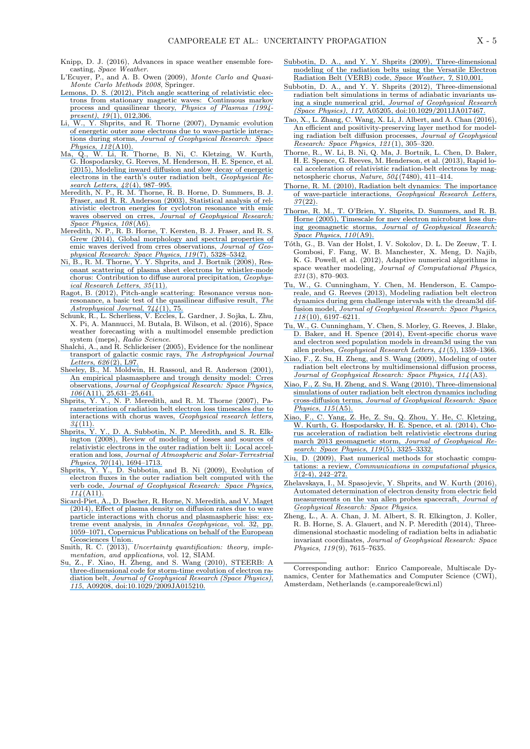Knipp, D. J. (2016), Advances in space weather ensemble forecasting, *Space Weather*.

L'Ecuyer, P., and A. B. Owen (2009), *Monte Carlo and Quasi-Monte Carlo Methods 2008*, Springer.

Lemons, D. S. (2012), Pitch angle scattering of relativistic electrons from stationary magnetic waves: Continuous markov process and quasilinear theory, *Physics of Plasmas (1994-present)*, *19*(1), 012,306.

Li, W., Y. Shprits, and R. Thorne (2007), Dynamic evolution of energetic outer zone electrons due to wave-particle interactions during storms, *Journal of Geophysical Research: Space Physics*, *112*(A10).

Ma, Q., W. Li, R. Thorne, B. Ni, C. Kletzing, W. Kurth, G. Hospodarsky, G. Reeves, M. Henderson, H. E. Spence, et al. (2015), Modeling inward diffusion and slow decay of energetic electrons in the earth's outer radiation belt, *Geophysical Research Letters*, *42*(4), 987–995.

Meredith, N. P., R. M. Thorne, R. B. Horne, D. Summers, B. J. Fraser, and R. R. Anderson (2003), Statistical analysis of relativistic electron energies for cyclotron resonance with emic waves observed on crres, *Journal of Geophysical Research: Space Physics*, *108*(A6).

Meredith, N. P., R. B. Horne, T. Kersten, B. J. Fraser, and R. S. Grew (2014), Global morphology and spectral properties of emic waves derived from crres observations, *Journal of Geophysical Research: Space Physics*, *119*(7), 5328–5342.

Ni, B., R. M. Thorne, Y. Y. Shprits, and J. Bortnik (2008), Resonant scattering of plasma sheet electrons by whistler-mode chorus: Contribution to diffuse auroral precipitation, *Geophysical Research Letters*, *35*(11).

Ragot, B. (2012), Pitch-angle scattering: Resonance versus nonresonance, a basic test of the quasilinear diffusive result, *The Astrophysical Journal*, *744*(1), 75.

Schunk, R., L. Scherliess, V. Eccles, L. Gardner, J. Sojka, L. Zhu, X. Pi, A. Mannucci, M. Butala, B. Wilson, et al. (2016), Space weather forecasting with a multimodel ensemble prediction system (meps), *Radio Science*.

Shalchi, A., and R. Schlickeiser (2005), Evidence for the nonlinear transport of galactic cosmic rays, *The Astrophysical Journal Letters*, *626*(2), L97.

Sheeley, B., M. Moldwin, H. Rassoul, and R. Anderson (2001), An empirical plasmasphere and trough density model: Crres observations, *Journal of Geophysical Research: Space Physics*, *106*(A11), 25,631–25,641.

Shprits, Y. Y., N. P. Meredith, and R. M. Thorne (2007), Parameterization of radiation belt electron loss timescales due to interactions with chorus waves, *Geophysical research letters*, *34*(11).

Shprits, Y. Y., D. A. Subbotin, N. P. Meredith, and S. R. Elkington (2008), Review of modeling of losses and sources of relativistic electrons in the outer radiation belt ii: Local acceleration and loss, *Journal of Atmospheric and Solar-Terrestrial Physics*, *70*(14), 1694–1713.

Shprits, Y. Y., D. Subbotin, and B. Ni (2009), Evolution of electron fluxes in the outer radiation belt computed with the verb code, *Journal of Geophysical Research: Space Physics*, *114*(A11).

Sicard-Piet, A., D. Boscher, R. Horne, N. Meredith, and V. Maget (2014), Effect of plasma density on diffusion rates due to wave particle interactions with chorus and plasmaspheric hiss: extreme event analysis, in *Annales Geophysicae*, vol. 32, pp. 1059–1071, Copernicus Publications on behalf of the European Geosciences Union.

Smith, R. C. (2013), *Uncertainty quantification: theory, implementation, and applications*, vol. 12, SIAM.

Su, Z., F. Xiao, H. Zheng, and S. Wang (2010), STEERB: A three-dimensional code for storm-time evolution of electron radiation belt, *Journal of Geophysical Research (Space Physics)*, *115*, A09208, doi:10.1029/2009JA015210.

Subbotin, D. A., and Y. Y. Shprits (2009), Three-dimensional modeling of the radiation belts using the Versatile Electron Radiation Belt (VERB) code, *Space Weather*, 7, S10,001.

Subbotin, D. A., and Y. Y. Shprits (2012), Three-dimensional radiation belt simulations in terms of adiabatic invariants using a single numerical grid, *Journal of Geophysical Research (Space Physics)*, *117*, A05205, doi:10.1029/2011JA017467.

Tao, X., L. Zhang, C. Wang, X. Li, J. Albert, and A. Chan (2016), An efficient and positivity-preserving layer method for modeling radiation belt diffusion processes, *Journal of Geophysical Research: Space Physics*, *121*(1), 305–320.

Thorne, R., W. Li, B. Ni, Q. Ma, J. Bortnik, L. Chen, D. Baker, H. E. Spence, G. Reeves, M. Henderson, et al. (2013), Rapid local acceleration of relativistic radiation-belt electrons by magnetospheric chorus, *Nature*, *504*(7480), 411–414.

Thorne, R. M. (2010), Radiation belt dynamics: The importance of wave-particle interactions, *Geophysical Research Letters*, *37*(22).

Thorne, R. M., T. O'Brien, Y. Shprits, D. Summers, and R. B. Horne (2005), Timescale for mev electron microburst loss during geomagnetic storms, *Journal of Geophysical Research: Space Physics*, *110*(A9).

Tóth, G., B. Van der Holst, I. V. Sokolov, D. L. De Zeeuw, T. I. Gombosi, F. Fang, W. B. Manchester, X. Meng, D. Najib, K. G. Powell, et al. (2012), Adaptive numerical algorithms in space weather modeling, *Journal of Computational Physics*, *231*(3), 870–903.

Tu, W., G. Cunningham, Y. Chen, M. Henderson, E. Camporeale, and G. Reeves (2013), Modeling radiation belt electron dynamics during gem challenge intervals with the dream3d diffusion model, *Journal of Geophysical Research: Space Physics*, *118*(10), 6197–6211.

Tu, W., G. Cunningham, Y. Chen, S. Morley, G. Reeves, J. Blake, D. Baker, and H. Spence (2014), Event-specific chorus wave and electron seed population models in dream3d using the van allen probes, *Geophysical Research Letters*, *41*(5), 1359–1366.

Xiao, F., Z. Su, H. Zheng, and S. Wang (2009), Modeling of outer radiation belt electrons by multidimensional diffusion process, *Journal of Geophysical Research: Space Physics*, *114*(A3).

Xiao, F., Z. Su, H. Zheng, and S. Wang (2010), Three-dimensional simulations of outer radiation belt electron dynamics including cross-diffusion terms, *Journal of Geophysical Research: Space Physics*, *115*(A5).

Xiao, F., C. Yang, Z. He, Z. Su, Q. Zhou, Y. He, C. Kletzing, W. Kurth, G. Hospodarsky, H. E. Spence, et al. (2014), Chorus acceleration of radiation belt relativistic electrons during march 2013 geomagnetic storm, *Journal of Geophysical Research: Space Physics*, *119*(5), 3325–3332.

Xiu, D. (2009), Fast numerical methods for stochastic computations: a review, *Communications in computational physics*, *5*(2-4), 242–272.

Zhelavskaya, I., M. Spasojevic, Y. Shprits, and W. Kurth (2016), Automated determination of electron density from electric field measurements on the van allen probes spacecraft, *Journal of Geophysical Research: Space Physics*.

Zheng, L., A. A. Chan, J. M. Albert, S. R. Elkington, J. Koller, R. B. Horne, S. A. Glauert, and N. P. Meredith (2014), Three-dimensional stochastic modeling of radiation belts in adiabatic invariant coordinates, *Journal of Geophysical Research: Space Physics*, *119*(9), 7615–7635.

---

Corresponding author: Enrico Camporeale, Multiscale Dynamics, Center for Mathematics and Computer Science (CWI), Amsterdam, Netherlands (e.camporeale@cwi.nl)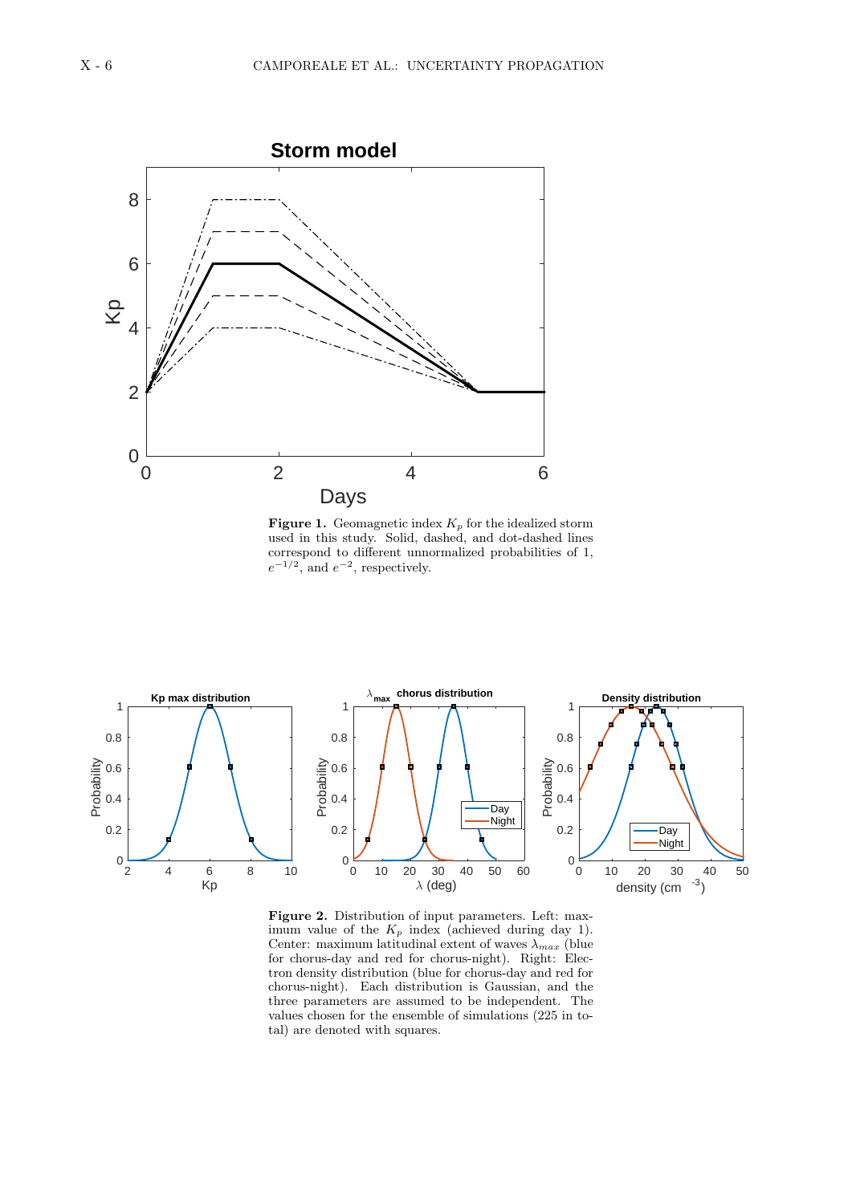**Figure 1.** Geomagnetic index $K_p$ for the idealized storm used in this study. Solid, dashed, and dot-dashed lines correspond to different unnormalized probabilities of 1, $e^{-1/2}$, and $e^{-2}$, respectively.

**Figure 2.** Distribution of input parameters. Left: maximum value of the $K_p$ index (achieved during day 1). Center: maximum latitudinal extent of waves $\lambda_{max}$ (blue for chorus-day and red for chorus-night). Right: Electron density distribution (blue for chorus-day and red for chorus-night). Each distribution is Gaussian, and the three parameters are assumed to be independent. The values chosen for the ensemble of simulations (225 in total) are denoted with squares.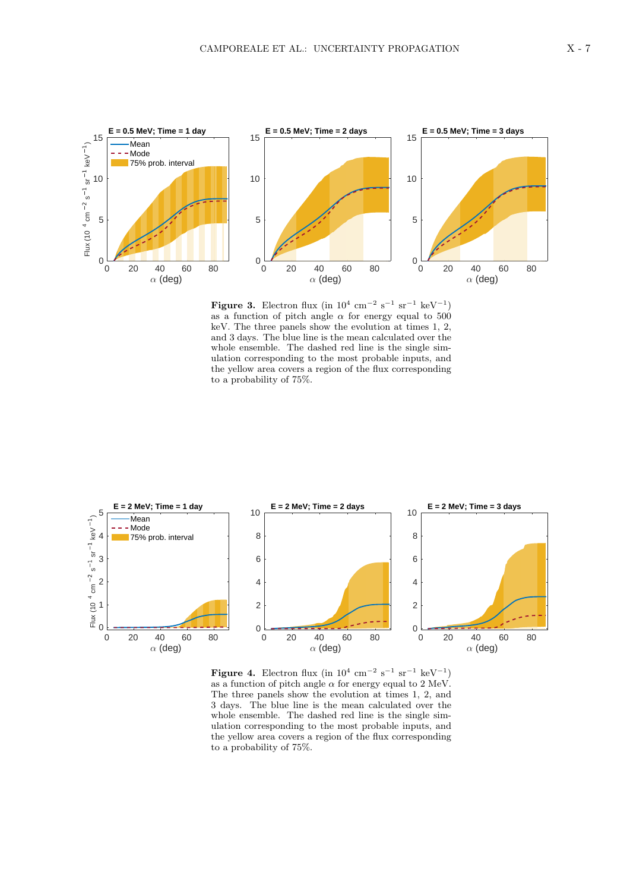**Figure 3.** Electron flux (in $10^4$ cm$^{-2}$ s$^{-1}$ sr$^{-1}$ keV$^{-1}$) as a function of pitch angle $\alpha$ for energy equal to 500 keV. The three panels show the evolution at times 1, 2, and 3 days. The blue line is the mean calculated over the whole ensemble. The dashed red line is the single simulation corresponding to the most probable inputs, and the yellow area covers a region of the flux corresponding to a probability of 75%.

**Figure 4.** Electron flux (in $10^4$ cm$^{-2}$ s$^{-1}$ sr$^{-1}$ keV$^{-1}$) as a function of pitch angle $\alpha$ for energy equal to 2 MeV. The three panels show the evolution at times 1, 2, and 3 days. The blue line is the mean calculated over the whole ensemble. The dashed red line is the single simulation corresponding to the most probable inputs, and the yellow area covers a region of the flux corresponding to a probability of 75%.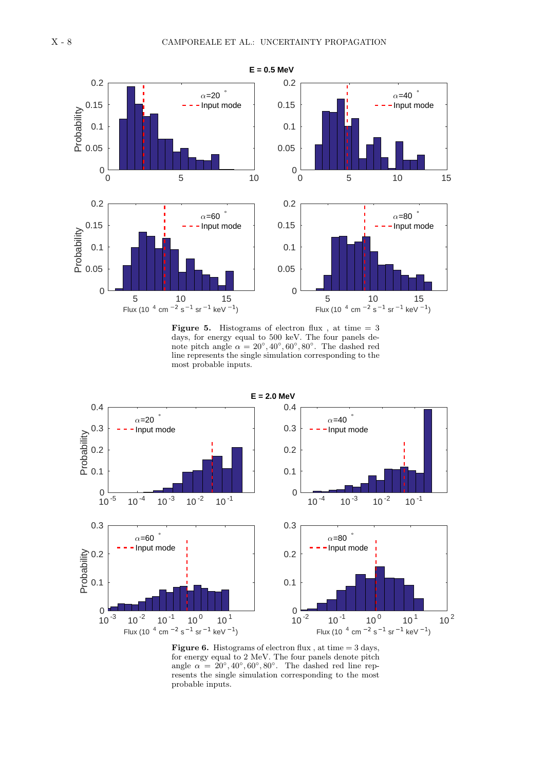**Figure 5.** Histograms of electron flux , at time = 3 days, for energy equal to 500 keV. The four panels denote pitch angle $\alpha = 20°, 40°, 60°, 80°$. The dashed red line represents the single simulation corresponding to the most probable inputs.

**Figure 6.** Histograms of electron flux , at time = 3 days, for energy equal to 2 MeV. The four panels denote pitch angle $\alpha = 20°, 40°, 60°, 80°$. The dashed red line represents the single simulation corresponding to the most probable inputs.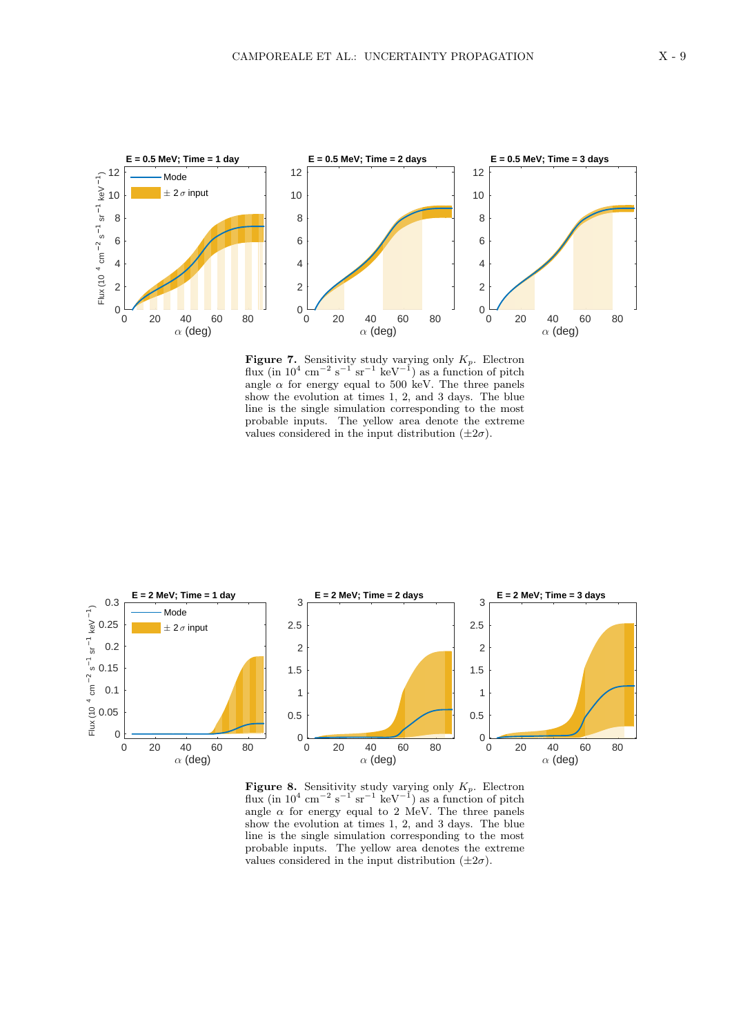**Figure 7.** Sensitivity study varying only $K_p$. Electron flux (in $10^4$ cm$^{-2}$ s$^{-1}$ sr$^{-1}$ keV$^{-1}$) as a function of pitch angle $\alpha$ for energy equal to 500 keV. The three panels show the evolution at times 1, 2, and 3 days. The blue line is the single simulation corresponding to the most probable inputs. The yellow area denote the extreme values considered in the input distribution ($\pm 2\sigma$).

**Figure 8.** Sensitivity study varying only $K_p$. Electron flux (in $10^4$ cm$^{-2}$ s$^{-1}$ sr$^{-1}$ keV$^{-1}$) as a function of pitch angle $\alpha$ for energy equal to 2 MeV. The three panels show the evolution at times 1, 2, and 3 days. The blue line is the single simulation corresponding to the most probable inputs. The yellow area denotes the extreme values considered in the input distribution ($\pm 2\sigma$).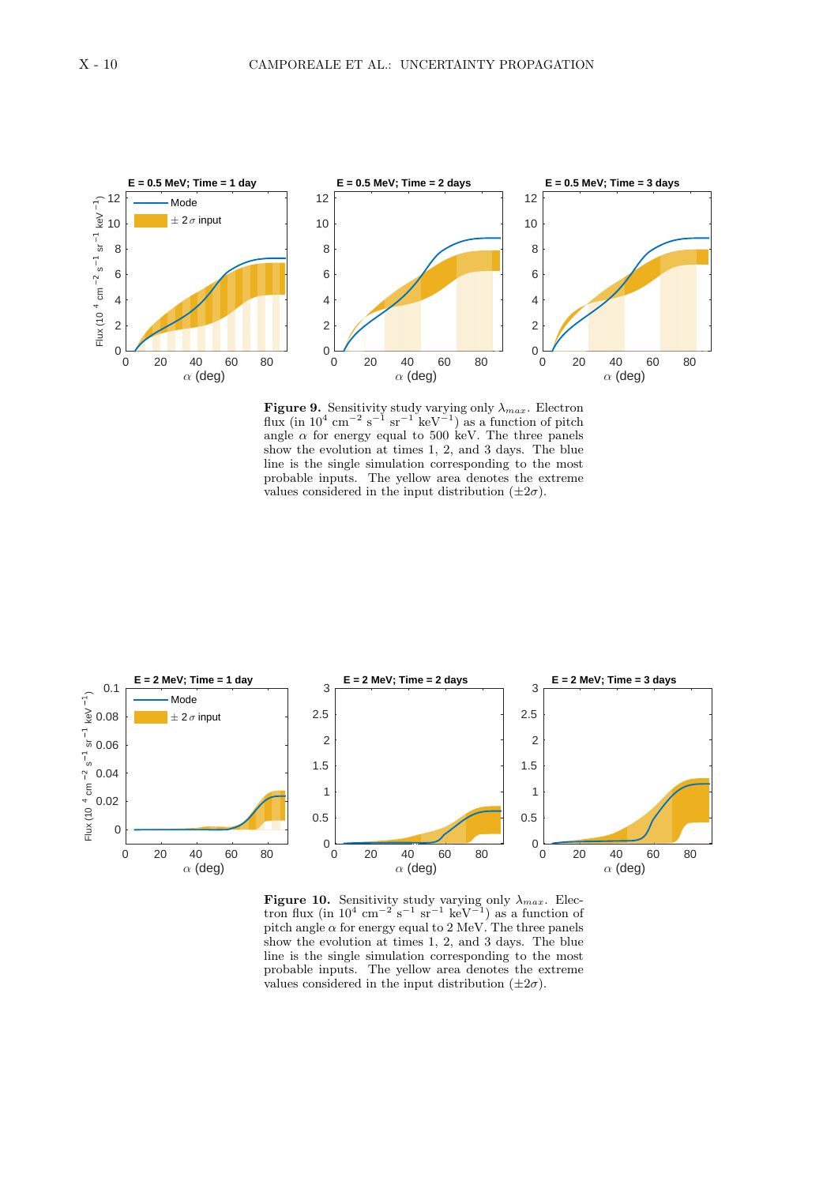**Figure 9.** Sensitivity study varying only $\lambda_{max}$. Electron flux (in $10^4$ cm$^{-2}$ s$^{-1}$ sr$^{-1}$ keV$^{-1}$) as a function of pitch angle $\alpha$ for energy equal to 500 keV. The three panels show the evolution at times 1, 2, and 3 days. The blue line is the single simulation corresponding to the most probable inputs. The yellow area denotes the extreme values considered in the input distribution ($\pm 2\sigma$).

**Figure 10.** Sensitivity study varying only $\lambda_{max}$. Electron flux (in $10^4$ cm$^{-2}$ s$^{-1}$ sr$^{-1}$ keV$^{-1}$) as a function of pitch angle $\alpha$ for energy equal to 2 MeV. The three panels show the evolution at times 1, 2, and 3 days. The blue line is the single simulation corresponding to the most probable inputs. The yellow area denotes the extreme values considered in the input distribution ($\pm 2\sigma$).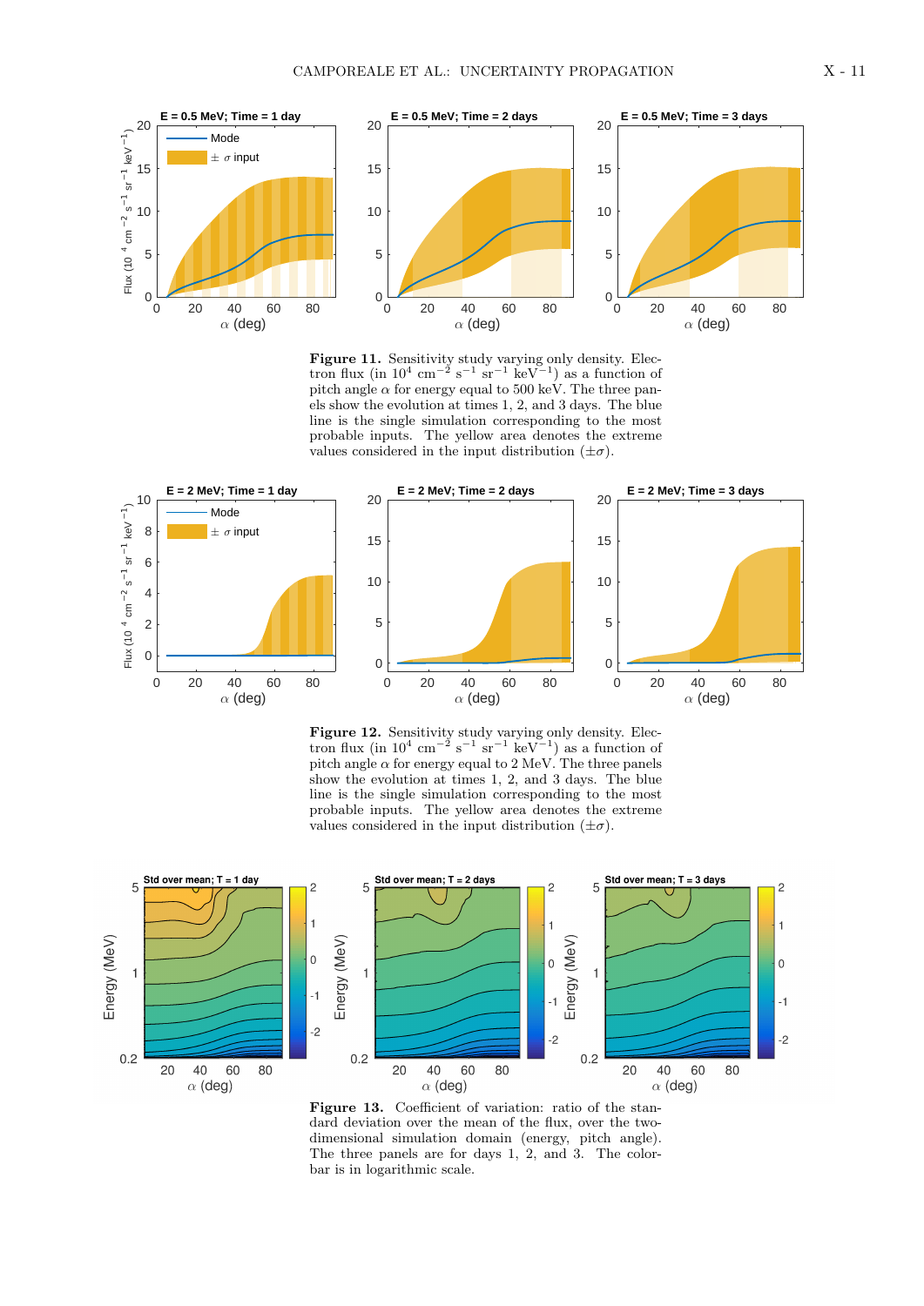E = 0.5 MeV; Time = 1 day

E = 0.5 MeV; Time = 2 days

E = 0.5 MeV; Time = 3 days

Mode

± σ input

Flux (10 $^4$ cm $^{-2}$ s $^{-1}$ sr $^{-1}$ keV $^{-1}$)

α (deg)

**Figure 11.** Sensitivity study varying only density. Electron flux (in $10^4$ cm$^{-2}$ s$^{-1}$ sr$^{-1}$ keV$^{-1}$) as a function of pitch angle $\alpha$ for energy equal to 500 keV. The three panels show the evolution at times 1, 2, and 3 days. The blue line is the single simulation corresponding to the most probable inputs. The yellow area denotes the extreme values considered in the input distribution ($\pm\sigma$).

E = 2 MeV; Time = 1 day

E = 2 MeV; Time = 2 days

E = 2 MeV; Time = 3 days

Mode

± σ input

Flux (10 $^4$ cm $^{-2}$ s $^{-1}$ sr $^{-1}$ keV $^{-1}$)

α (deg)

**Figure 12.** Sensitivity study varying only density. Electron flux (in $10^4$ cm$^{-2}$ s$^{-1}$ sr$^{-1}$ keV$^{-1}$) as a function of pitch angle $\alpha$ for energy equal to 2 MeV. The three panels show the evolution at times 1, 2, and 3 days. The blue line is the single simulation corresponding to the most probable inputs. The yellow area denotes the extreme values considered in the input distribution ($\pm\sigma$).

Std over mean; T = 1 day

Std over mean; T = 2 days

Std over mean; T = 3 days

Energy (MeV)

α (deg)

**Figure 13.** Coefficient of variation: ratio of the standard deviation over the mean of the flux, over the two-dimensional simulation domain (energy, pitch angle). The three panels are for days 1, 2, and 3. The colorbar is in logarithmic scale.